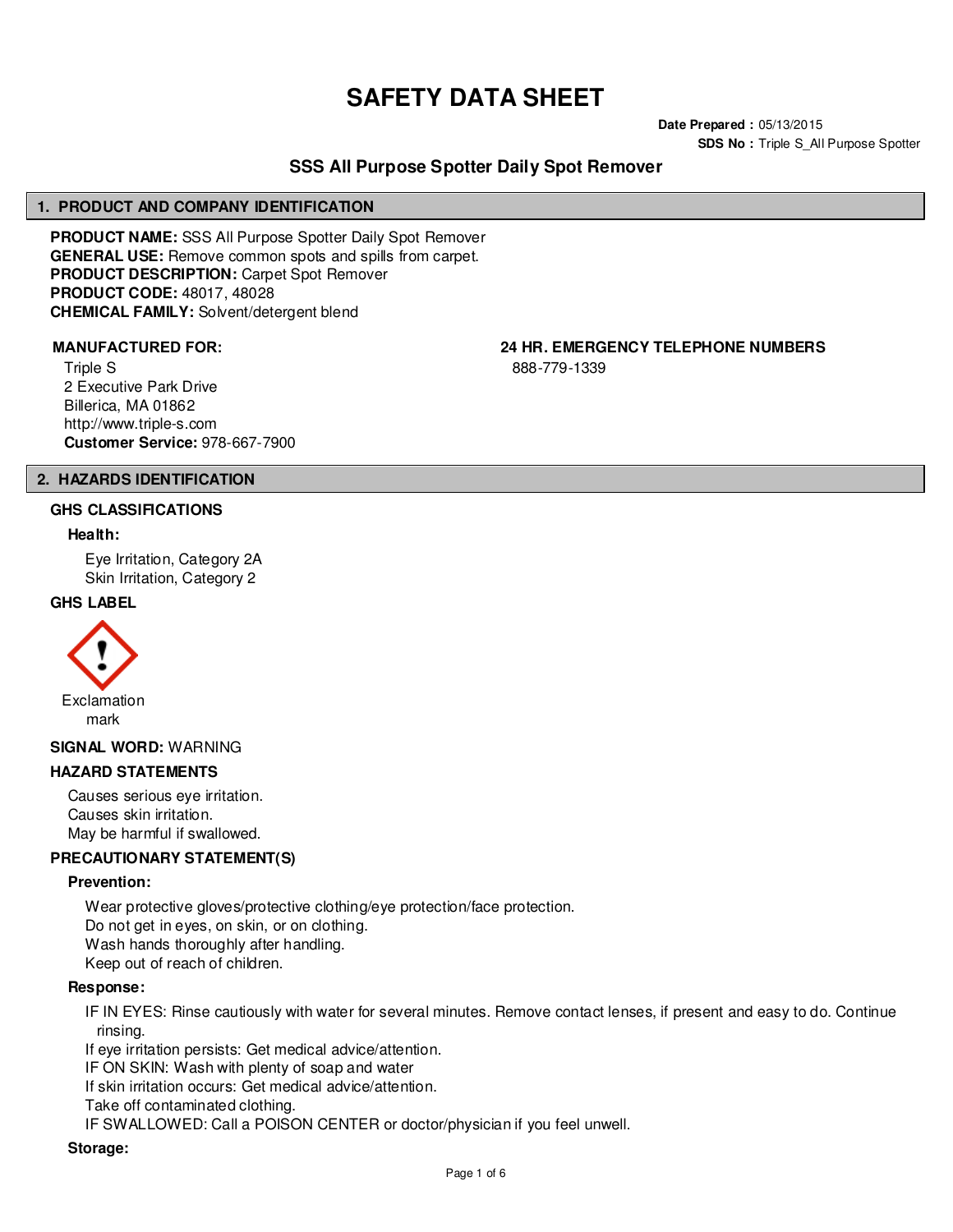# SAFETY DATA SHEET

**Date Prepared :** 05/13/2015
**SDS No :** Triple S_All Purpose Spotter

## SSS All Purpose Spotter Daily Spot Remover

## 1. PRODUCT AND COMPANY IDENTIFICATION

**PRODUCT NAME:** SSS All Purpose Spotter Daily Spot Remover
**GENERAL USE:** Remove common spots and spills from carpet.
**PRODUCT DESCRIPTION:** Carpet Spot Remover
**PRODUCT CODE:** 48017, 48028
**CHEMICAL FAMILY:** Solvent/detergent blend

**MANUFACTURED FOR:**

Triple S
2 Executive Park Drive
Billerica, MA 01862
http://www.triple-s.com
**Customer Service:** 978-667-7900

**24 HR. EMERGENCY TELEPHONE NUMBERS**

888-779-1339

## 2. HAZARDS IDENTIFICATION

### GHS CLASSIFICATIONS

**Health:**

Eye Irritation, Category 2A
Skin Irritation, Category 2

### GHS LABEL

Exclamation mark

**SIGNAL WORD:** WARNING

### HAZARD STATEMENTS

Causes serious eye irritation.
Causes skin irritation.
May be harmful if swallowed.

### PRECAUTIONARY STATEMENT(S)

**Prevention:**

Wear protective gloves/protective clothing/eye protection/face protection.
Do not get in eyes, on skin, or on clothing.
Wash hands thoroughly after handling.
Keep out of reach of children.

**Response:**

IF IN EYES: Rinse cautiously with water for several minutes. Remove contact lenses, if present and easy to do. Continue rinsing.
If eye irritation persists: Get medical advice/attention.
IF ON SKIN: Wash with plenty of soap and water
If skin irritation occurs: Get medical advice/attention.
Take off contaminated clothing.
IF SWALLOWED: Call a POISON CENTER or doctor/physician if you feel unwell.

**Storage:**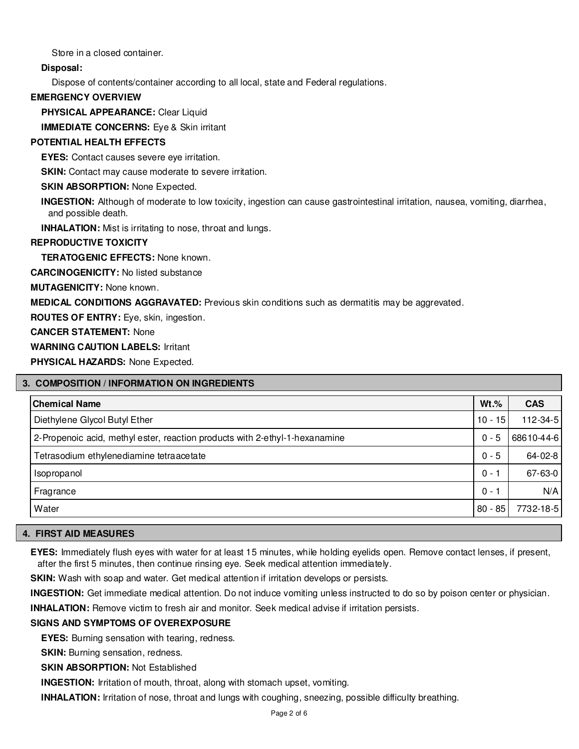Store in a closed container.

**Disposal:**

Dispose of contents/container according to all local, state and Federal regulations.

**EMERGENCY OVERVIEW**

**PHYSICAL APPEARANCE:** Clear Liquid

**IMMEDIATE CONCERNS:** Eye & Skin irritant

**POTENTIAL HEALTH EFFECTS**

**EYES:** Contact causes severe eye irritation.

**SKIN:** Contact may cause moderate to severe irritation.

**SKIN ABSORPTION:** None Expected.

**INGESTION:** Although of moderate to low toxicity, ingestion can cause gastrointestinal irritation, nausea, vomiting, diarrhea, and possible death.

**INHALATION:** Mist is irritating to nose, throat and lungs.

**REPRODUCTIVE TOXICITY**

**TERATOGENIC EFFECTS:** None known.

**CARCINOGENICITY:** No listed substance

**MUTAGENICITY:** None known.

**MEDICAL CONDITIONS AGGRAVATED:** Previous skin conditions such as dermatitis may be aggrevated.

**ROUTES OF ENTRY:** Eye, skin, ingestion.

**CANCER STATEMENT:** None

**WARNING CAUTION LABELS:** Irritant

**PHYSICAL HAZARDS:** None Expected.

## 3. COMPOSITION / INFORMATION ON INGREDIENTS

| Chemical Name | Wt.% | CAS |
|---|---|---|
| Diethylene Glycol Butyl Ether | 10 - 15 | 112-34-5 |
| 2-Propenoic acid, methyl ester, reaction products with 2-ethyl-1-hexanamine | 0 - 5 | 68610-44-6 |
| Tetrasodium ethylenediamine tetraacetate | 0 - 5 | 64-02-8 |
| Isopropanol | 0 - 1 | 67-63-0 |
| Fragrance | 0 - 1 | N/A |
| Water | 80 - 85 | 7732-18-5 |

## 4. FIRST AID MEASURES

**EYES:** Immediately flush eyes with water for at least 15 minutes, while holding eyelids open. Remove contact lenses, if present, after the first 5 minutes, then continue rinsing eye. Seek medical attention immediately.

**SKIN:** Wash with soap and water. Get medical attention if irritation develops or persists.

**INGESTION:** Get immediate medical attention. Do not induce vomiting unless instructed to do so by poison center or physician.

**INHALATION:** Remove victim to fresh air and monitor. Seek medical advise if irritation persists.

**SIGNS AND SYMPTOMS OF OVEREXPOSURE**

**EYES:** Burning sensation with tearing, redness.

**SKIN:** Burning sensation, redness.

**SKIN ABSORPTION:** Not Established

**INGESTION:** Irritation of mouth, throat, along with stomach upset, vomiting.

**INHALATION:** Irritation of nose, throat and lungs with coughing, sneezing, possible difficulty breathing.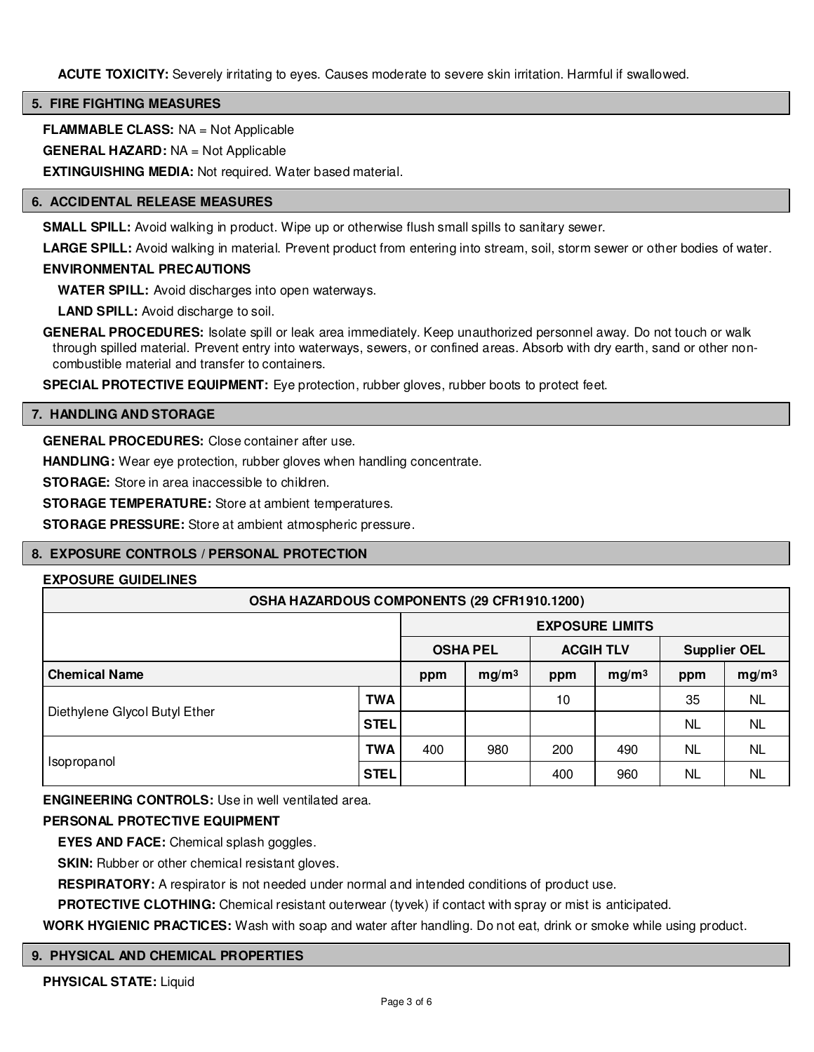**ACUTE TOXICITY:** Severely irritating to eyes. Causes moderate to severe skin irritation. Harmful if swallowed.

## 5. FIRE FIGHTING MEASURES

**FLAMMABLE CLASS:** NA = Not Applicable

**GENERAL HAZARD:** NA = Not Applicable

**EXTINGUISHING MEDIA:** Not required. Water based material.

## 6. ACCIDENTAL RELEASE MEASURES

**SMALL SPILL:** Avoid walking in product. Wipe up or otherwise flush small spills to sanitary sewer.

**LARGE SPILL:** Avoid walking in material. Prevent product from entering into stream, soil, storm sewer or other bodies of water.

**ENVIRONMENTAL PRECAUTIONS**

**WATER SPILL:** Avoid discharges into open waterways.

**LAND SPILL:** Avoid discharge to soil.

**GENERAL PROCEDURES:** Isolate spill or leak area immediately. Keep unauthorized personnel away. Do not touch or walk through spilled material. Prevent entry into waterways, sewers, or confined areas. Absorb with dry earth, sand or other non-combustible material and transfer to containers.

**SPECIAL PROTECTIVE EQUIPMENT:** Eye protection, rubber gloves, rubber boots to protect feet.

## 7. HANDLING AND STORAGE

**GENERAL PROCEDURES:** Close container after use.

**HANDLING:** Wear eye protection, rubber gloves when handling concentrate.

**STORAGE:** Store in area inaccessible to children.

**STORAGE TEMPERATURE:** Store at ambient temperatures.

**STORAGE PRESSURE:** Store at ambient atmospheric pressure.

## 8. EXPOSURE CONTROLS / PERSONAL PROTECTION

**EXPOSURE GUIDELINES**

| OSHA HAZARDOUS COMPONENTS (29 CFR1910.1200) | | | | | | | |
|---|---|---|---|---|---|---|---|
| | | EXPOSURE LIMITS | | | | | |
| | | OSHA PEL | | ACGIH TLV | | Supplier OEL | |
| **Chemical Name** | | ppm | $mg/m^3$ | ppm | $mg/m^3$ | ppm | $mg/m^3$ |
| Diethylene Glycol Butyl Ether | TWA | | | 10 | | 35 | NL |
| | STEL | | | | | NL | NL |
| Isopropanol | TWA | 400 | 980 | 200 | 490 | NL | NL |
| | STEL | | | 400 | 960 | NL | NL |

**ENGINEERING CONTROLS:** Use in well ventilated area.

**PERSONAL PROTECTIVE EQUIPMENT**

**EYES AND FACE:** Chemical splash goggles.

**SKIN:** Rubber or other chemical resistant gloves.

**RESPIRATORY:** A respirator is not needed under normal and intended conditions of product use.

**PROTECTIVE CLOTHING:** Chemical resistant outerwear (tyvek) if contact with spray or mist is anticipated.

**WORK HYGIENIC PRACTICES:** Wash with soap and water after handling. Do not eat, drink or smoke while using product.

## 9. PHYSICAL AND CHEMICAL PROPERTIES

**PHYSICAL STATE:** Liquid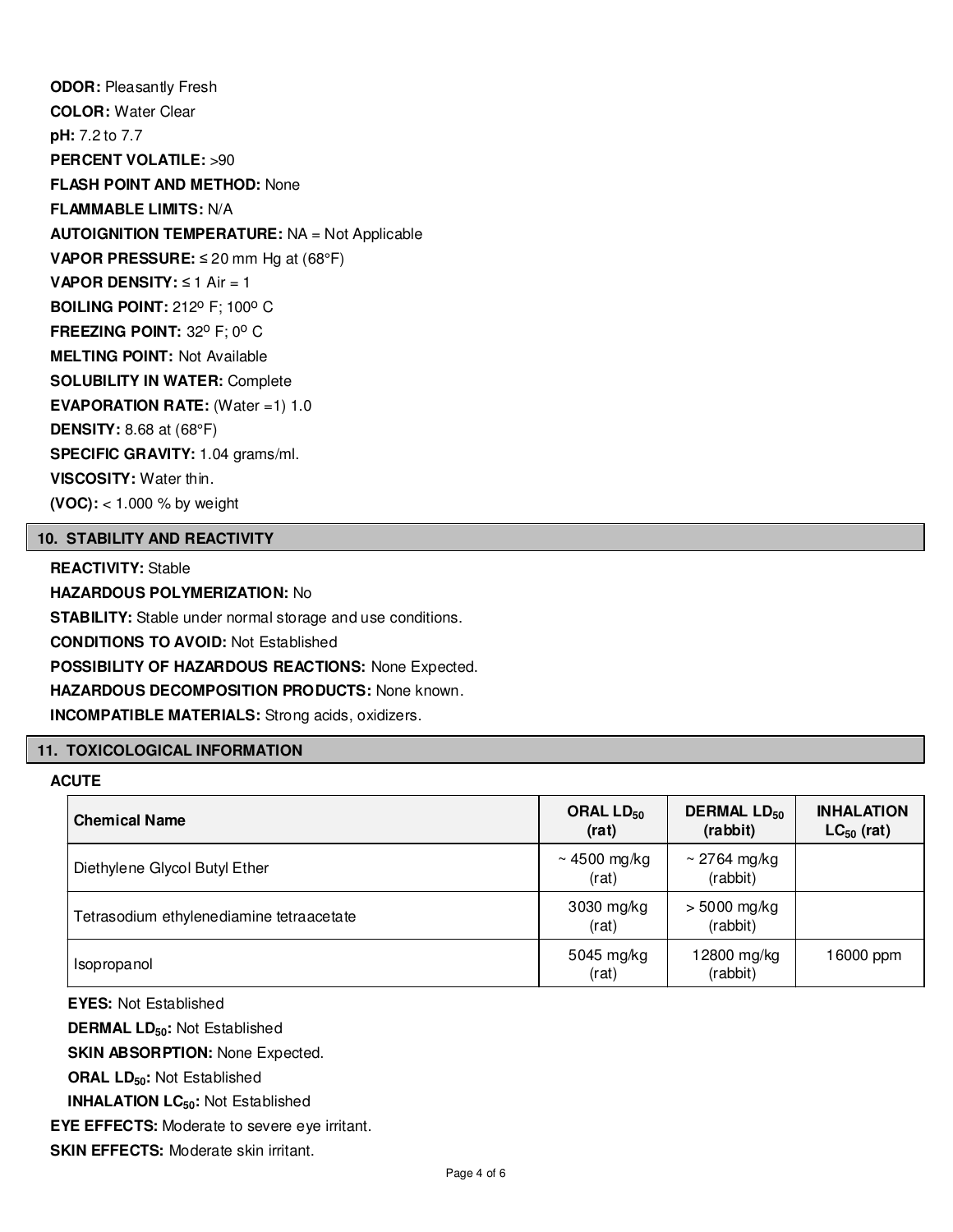**ODOR:** Pleasantly Fresh

**COLOR:** Water Clear

**pH:** 7.2 to 7.7

**PERCENT VOLATILE:** >90

**FLASH POINT AND METHOD:** None

**FLAMMABLE LIMITS:** N/A

**AUTOIGNITION TEMPERATURE:** NA = Not Applicable

**VAPOR PRESSURE:** ≤ 20 mm Hg at (68°F)

**VAPOR DENSITY:** ≤ 1 Air = 1

**BOILING POINT:** 212º F; 100º C

**FREEZING POINT:** 32º F; 0º C

**MELTING POINT:** Not Available

**SOLUBILITY IN WATER:** Complete

**EVAPORATION RATE:** (Water =1) 1.0

**DENSITY:** 8.68 at (68°F)

**SPECIFIC GRAVITY:** 1.04 grams/ml.

**VISCOSITY:** Water thin.

**(VOC):** < 1.000 % by weight

## 10. STABILITY AND REACTIVITY

**REACTIVITY:** Stable

**HAZARDOUS POLYMERIZATION:** No

**STABILITY:** Stable under normal storage and use conditions.

**CONDITIONS TO AVOID:** Not Established

**POSSIBILITY OF HAZARDOUS REACTIONS:** None Expected.

**HAZARDOUS DECOMPOSITION PRODUCTS:** None known.

**INCOMPATIBLE MATERIALS:** Strong acids, oxidizers.

## 11. TOXICOLOGICAL INFORMATION

**ACUTE**

| Chemical Name | ORAL $LD_{50}$ (rat) | DERMAL $LD_{50}$ (rabbit) | INHALATION $LC_{50}$ (rat) |
|---|---|---|---|
| Diethylene Glycol Butyl Ether | ~ 4500 mg/kg (rat) | ~ 2764 mg/kg (rabbit) | |
| Tetrasodium ethylenediamine tetraacetate | 3030 mg/kg (rat) | > 5000 mg/kg (rabbit) | |
| Isopropanol | 5045 mg/kg (rat) | 12800 mg/kg (rabbit) | 16000 ppm |

**EYES:** Not Established

**DERMAL $LD_{50}$:** Not Established

**SKIN ABSORPTION:** None Expected.

**ORAL $LD_{50}$:** Not Established

**INHALATION $LC_{50}$:** Not Established

**EYE EFFECTS:** Moderate to severe eye irritant.

**SKIN EFFECTS:** Moderate skin irritant.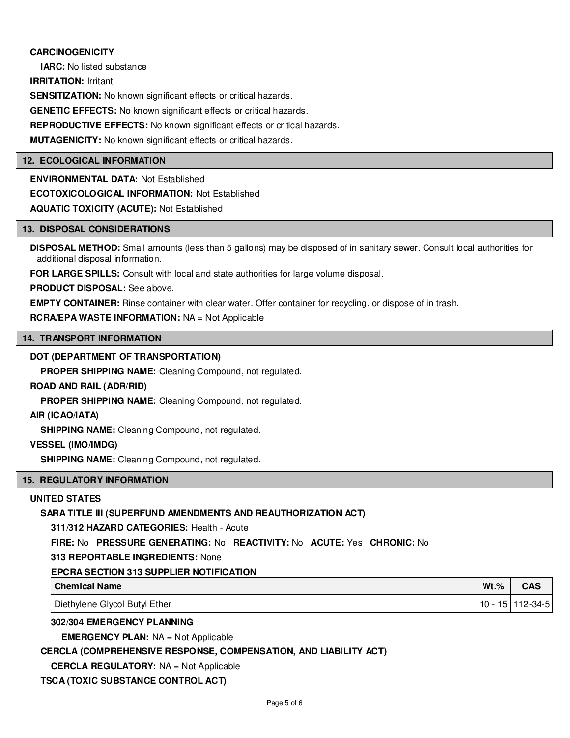**CARCINOGENICITY**

**IARC:** No listed substance

**IRRITATION:** Irritant

**SENSITIZATION:** No known significant effects or critical hazards.

**GENETIC EFFECTS:** No known significant effects or critical hazards.

**REPRODUCTIVE EFFECTS:** No known significant effects or critical hazards.

**MUTAGENICITY:** No known significant effects or critical hazards.

## 12. ECOLOGICAL INFORMATION

**ENVIRONMENTAL DATA:** Not Established

**ECOTOXICOLOGICAL INFORMATION:** Not Established

**AQUATIC TOXICITY (ACUTE):** Not Established

## 13. DISPOSAL CONSIDERATIONS

**DISPOSAL METHOD:** Small amounts (less than 5 gallons) may be disposed of in sanitary sewer. Consult local authorities for additional disposal information.

**FOR LARGE SPILLS:** Consult with local and state authorities for large volume disposal.

**PRODUCT DISPOSAL:** See above.

**EMPTY CONTAINER:** Rinse container with clear water. Offer container for recycling, or dispose of in trash.

**RCRA/EPA WASTE INFORMATION:** NA = Not Applicable

## 14. TRANSPORT INFORMATION

**DOT (DEPARTMENT OF TRANSPORTATION)**

**PROPER SHIPPING NAME:** Cleaning Compound, not regulated.

**ROAD AND RAIL (ADR/RID)**

**PROPER SHIPPING NAME:** Cleaning Compound, not regulated.

**AIR (ICAO/IATA)**

**SHIPPING NAME:** Cleaning Compound, not regulated.

**VESSEL (IMO/IMDG)**

**SHIPPING NAME:** Cleaning Compound, not regulated.

## 15. REGULATORY INFORMATION

**UNITED STATES**

**SARA TITLE III (SUPERFUND AMENDMENTS AND REAUTHORIZATION ACT)**

**311/312 HAZARD CATEGORIES:** Health - Acute

**FIRE:** No **PRESSURE GENERATING:** No **REACTIVITY:** No **ACUTE:** Yes **CHRONIC:** No

**313 REPORTABLE INGREDIENTS:** None

**EPCRA SECTION 313 SUPPLIER NOTIFICATION**

| Chemical Name | Wt.% | CAS |
|---|---|---|
| Diethylene Glycol Butyl Ether | 10 - 15 | 112-34-5 |

**302/304 EMERGENCY PLANNING**

**EMERGENCY PLAN:** NA = Not Applicable

**CERCLA (COMPREHENSIVE RESPONSE, COMPENSATION, AND LIABILITY ACT)**

**CERCLA REGULATORY:** NA = Not Applicable

**TSCA (TOXIC SUBSTANCE CONTROL ACT)**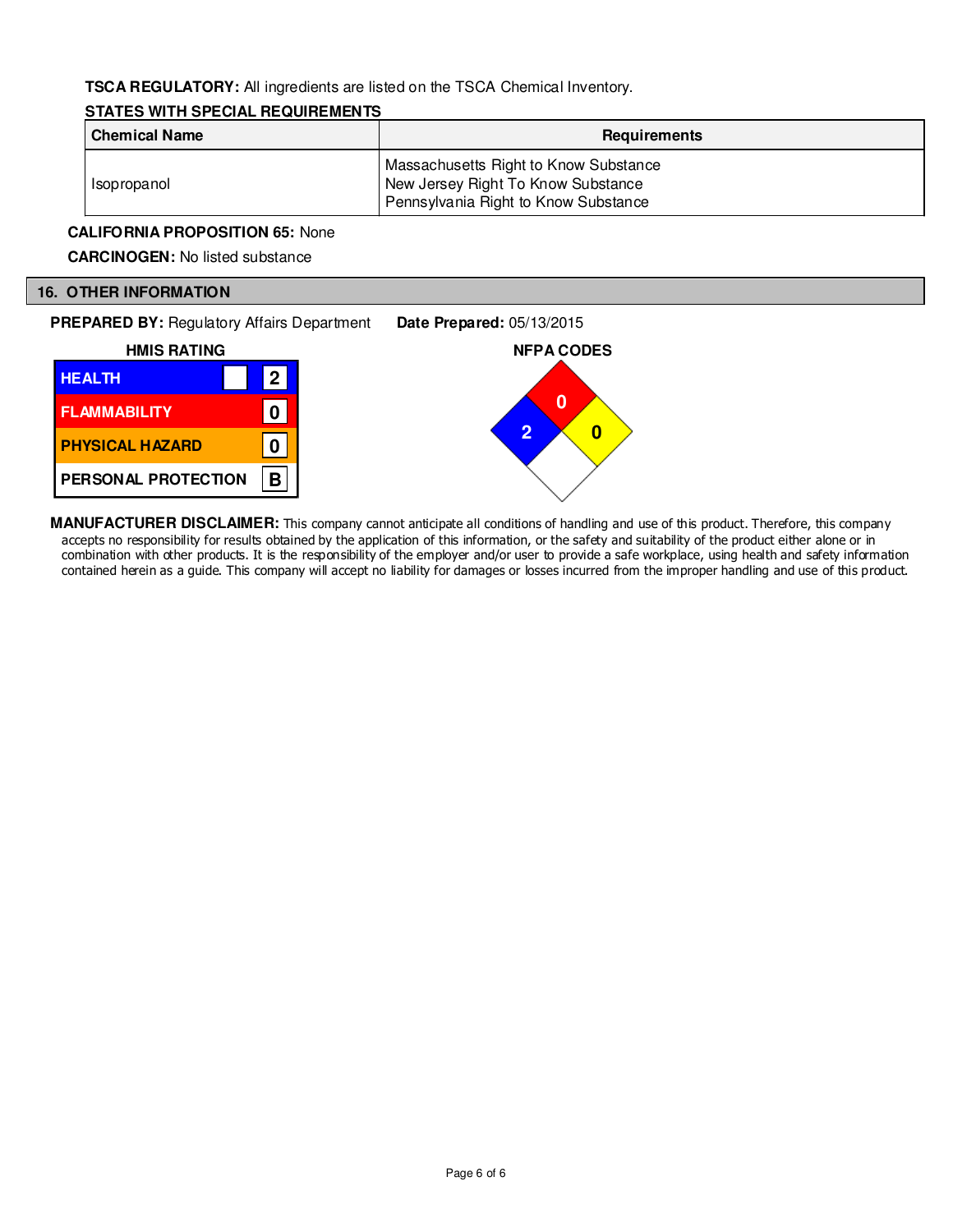**TSCA REGULATORY:** All ingredients are listed on the TSCA Chemical Inventory.

**STATES WITH SPECIAL REQUIREMENTS**

| Chemical Name | Requirements |
|---|---|
| Isopropanol | Massachusetts Right to Know Substance<br>New Jersey Right To Know Substance<br>Pennsylvania Right to Know Substance |

**CALIFORNIA PROPOSITION 65:** None

**CARCINOGEN:** No listed substance

## 16. OTHER INFORMATION

**PREPARED BY:** Regulatory Affairs Department **Date Prepared:** 05/13/2015

**HMIS RATING**

| | |
|---|---|
| HEALTH | 2 |
| FLAMMABILITY | 0 |
| PHYSICAL HAZARD | 0 |
| PERSONAL PROTECTION | B |

**NFPA CODES**

0

2

0

**MANUFACTURER DISCLAIMER:** This company cannot anticipate all conditions of handling and use of this product. Therefore, this company accepts no responsibility for results obtained by the application of this information, or the safety and suitability of the product either alone or in combination with other products. It is the responsibility of the employer and/or user to provide a safe workplace, using health and safety information contained herein as a guide. This company will accept no liability for damages or losses incurred from the improper handling and use of this product.